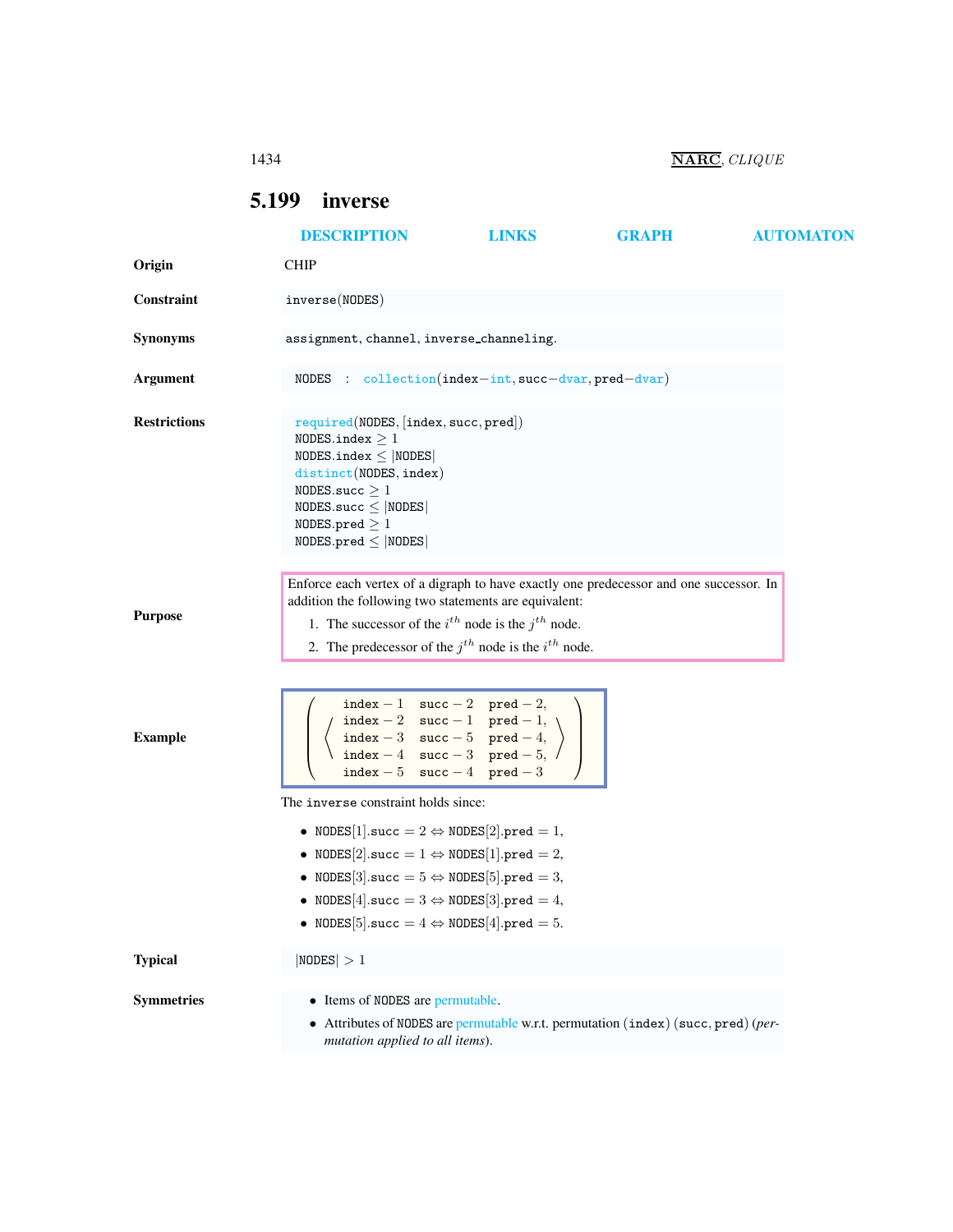## 5.199 inverse

DESCRIPTION LINKS GRAPH AUTOMATON

**Origin**

CHIP

**Constraint**

inverse(NODES)

**Synonyms**

assignment, channel, inverse_channeling.

**Argument**

NODES : collection(index−int, succ−dvar, pred−dvar)

**Restrictions**

required(NODES, [index, succ, pred])
NODES.index $\geq 1$
NODES.index $\leq$ |NODES|
distinct(NODES, index)
NODES.succ $\geq 1$
NODES.succ $\leq$ |NODES|
NODES.pred $\geq 1$
NODES.pred $\leq$ |NODES|

**Purpose**

Enforce each vertex of a digraph to have exactly one predecessor and one successor. In addition the following two statements are equivalent:

1. The successor of the $i^{th}$ node is the $j^{th}$ node.
2. The predecessor of the $j^{th}$ node is the $i^{th}$ node.

**Example**

$$\left(\left\langle\begin{array}{lll}\texttt{index}-1 & \texttt{succ}-2 & \texttt{pred}-2,\\ \texttt{index}-2 & \texttt{succ}-1 & \texttt{pred}-1,\\ \texttt{index}-3 & \texttt{succ}-5 & \texttt{pred}-4,\\ \texttt{index}-4 & \texttt{succ}-3 & \texttt{pred}-5,\\ \texttt{index}-5 & \texttt{succ}-4 & \texttt{pred}-3\end{array}\right\rangle\right)$$

The inverse constraint holds since:

- NODES[1].succ $= 2 \Leftrightarrow$ NODES[2].pred $= 1$,
- NODES[2].succ $= 1 \Leftrightarrow$ NODES[1].pred $= 2$,
- NODES[3].succ $= 5 \Leftrightarrow$ NODES[5].pred $= 3$,
- NODES[4].succ $= 3 \Leftrightarrow$ NODES[3].pred $= 4$,
- NODES[5].succ $= 4 \Leftrightarrow$ NODES[4].pred $= 5$.

**Typical**

|NODES| $> 1$

**Symmetries**

- Items of NODES are permutable.
- Attributes of NODES are permutable w.r.t. permutation (index) (succ, pred) (*permutation applied to all items*).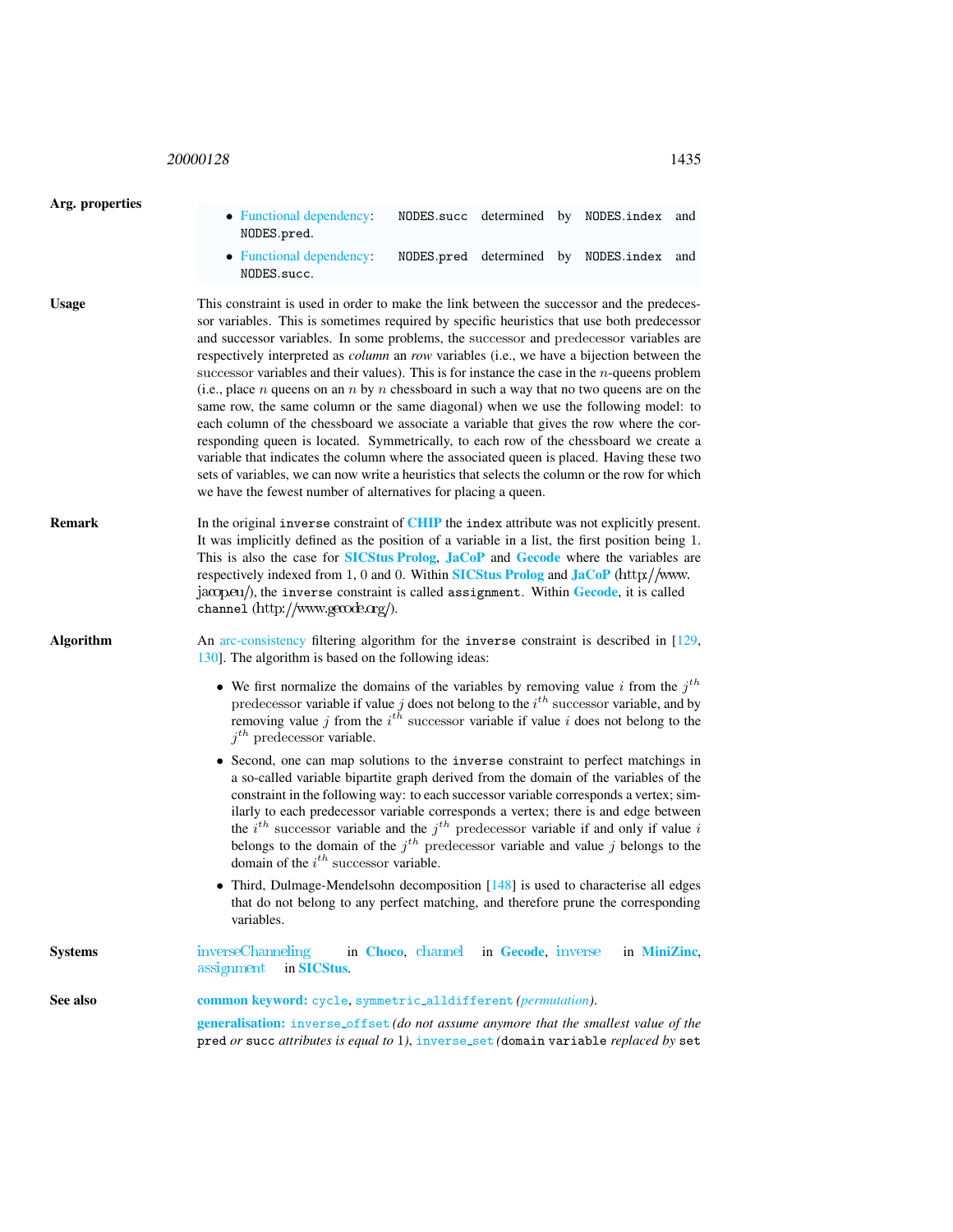**Arg. properties**

- Functional dependency: `NODES.succ` determined by `NODES.index` and `NODES.pred`.
- Functional dependency: `NODES.pred` determined by `NODES.index` and `NODES.succ`.

**Usage**

This constraint is used in order to make the link between the successor and the predecessor variables. This is sometimes required by specific heuristics that use both predecessor and successor variables. In some problems, the successor and predecessor variables are respectively interpreted as *column* an *row* variables (i.e., we have a bijection between the successor variables and their values). This is for instance the case in the $n$-queens problem (i.e., place $n$ queens on an $n$ by $n$ chessboard in such a way that no two queens are on the same row, the same column or the same diagonal) when we use the following model: to each column of the chessboard we associate a variable that gives the row where the corresponding queen is located. Symmetrically, to each row of the chessboard we create a variable that indicates the column where the associated queen is placed. Having these two sets of variables, we can now write a heuristics that selects the column or the row for which we have the fewest number of alternatives for placing a queen.

**Remark**

In the original `inverse` constraint of **CHIP** the `index` attribute was not explicitly present. It was implicitly defined as the position of a variable in a list, the first position being 1. This is also the case for **SICStus Prolog**, **JaCoP** and **Gecode** where the variables are respectively indexed from 1, 0 and 0. Within **SICStus Prolog** and **JaCoP** (http://www.jacop.eu/), the `inverse` constraint is called `assignment`. Within **Gecode**, it is called `channel` (http://www.gecode.org/).

**Algorithm**

An arc-consistency filtering algorithm for the `inverse` constraint is described in [129, 130]. The algorithm is based on the following ideas:

- We first normalize the domains of the variables by removing value $i$ from the $j^{th}$ predecessor variable if value $j$ does not belong to the $i^{th}$ successor variable, and by removing value $j$ from the $i^{th}$ successor variable if value $i$ does not belong to the $j^{th}$ predecessor variable.
- Second, one can map solutions to the `inverse` constraint to perfect matchings in a so-called variable bipartite graph derived from the domain of the variables of the constraint in the following way: to each successor variable corresponds a vertex; similarly to each predecessor variable corresponds a vertex; there is and edge between the $i^{th}$ successor variable and the $j^{th}$ predecessor variable if and only if value $i$ belongs to the domain of the $j^{th}$ predecessor variable and value $j$ belongs to the domain of the $i^{th}$ successor variable.
- Third, Dulmage-Mendelsohn decomposition [148] is used to characterise all edges that do not belong to any perfect matching, and therefore prune the corresponding variables.

**Systems**

inverseChanneling in **Choco**, channel in **Gecode**, inverse in **MiniZinc**, assignment in **SICStus**.

**See also**

**common keyword:** `cycle`, `symmetric_alldifferent` *(permutation)*.

**generalisation:** `inverse_offset` *(do not assume anymore that the smallest value of the* `pred` *or* `succ` *attributes is equal to* 1*)*, `inverse_set` *(*`domain variable` *replaced by* `set`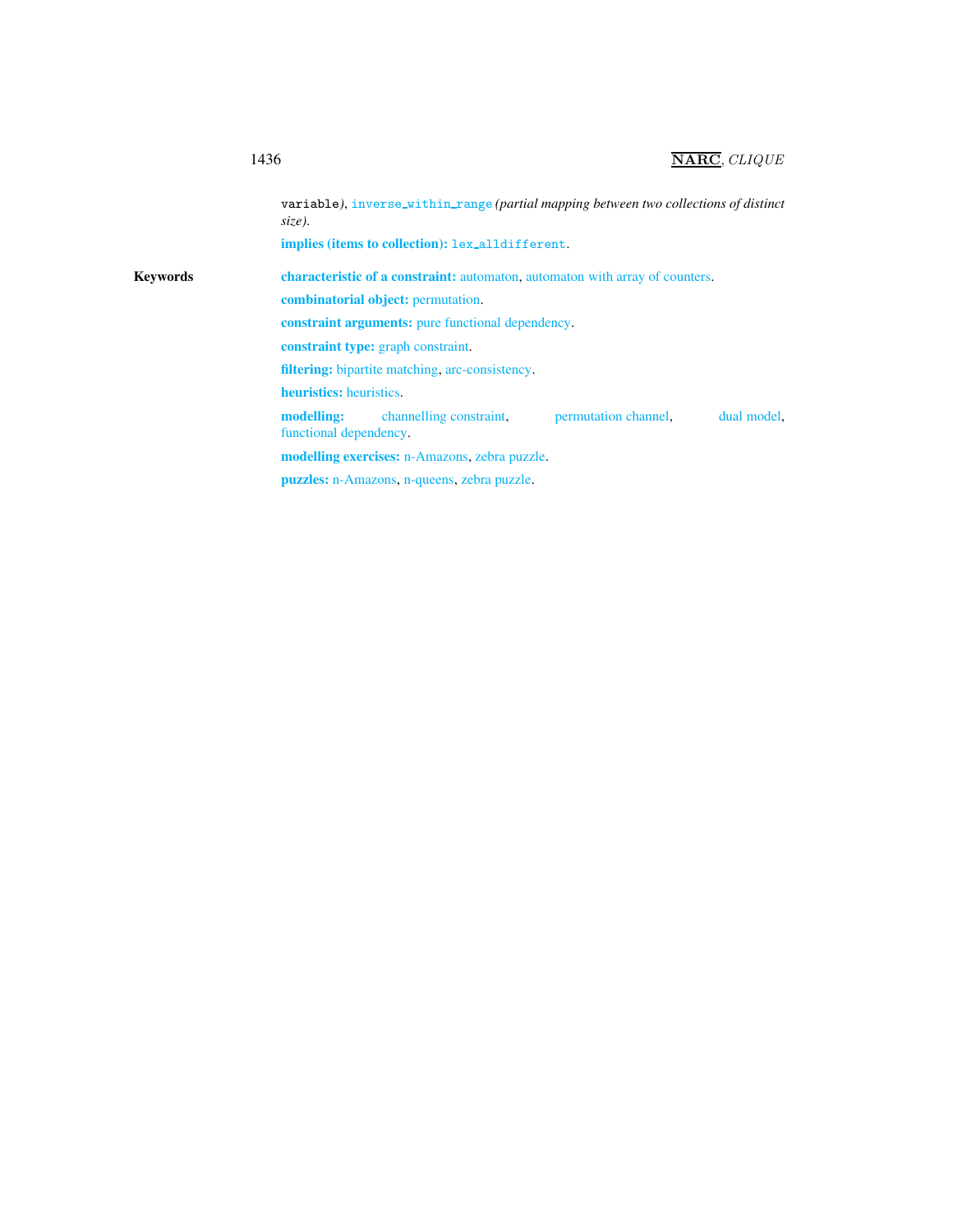variable), inverse_within_range *(partial mapping between two collections of distinct size).*

**implies (items to collection):** lex_alldifferent.

**Keywords**

**characteristic of a constraint:** automaton, automaton with array of counters.

**combinatorial object:** permutation.

**constraint arguments:** pure functional dependency.

**constraint type:** graph constraint.

**filtering:** bipartite matching, arc-consistency.

**heuristics:** heuristics.

**modelling:** channelling constraint, permutation channel, dual model, functional dependency.

**modelling exercises:** n-Amazons, zebra puzzle.

**puzzles:** n-Amazons, n-queens, zebra puzzle.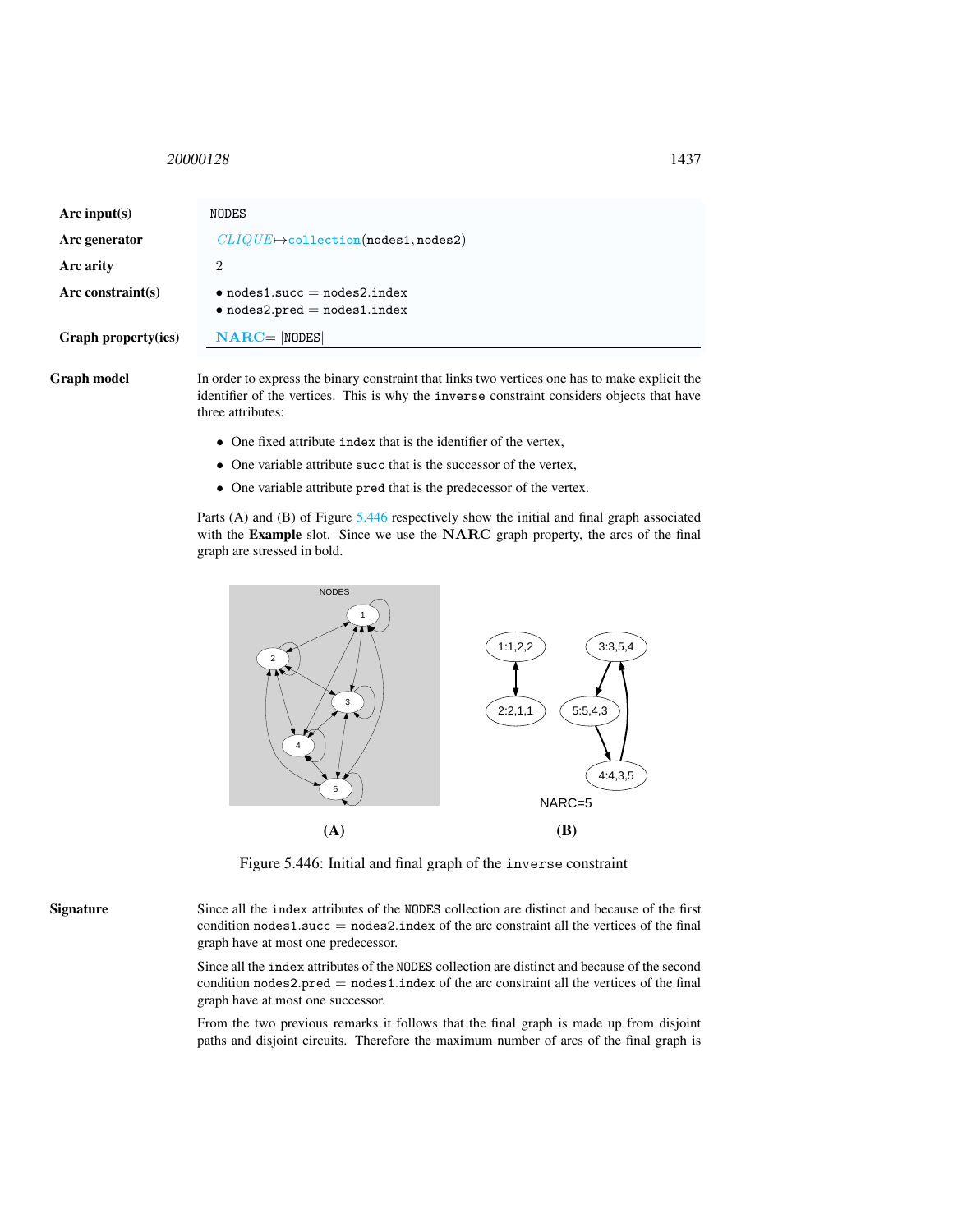| | |
|---|---|
| **Arc input(s)** | `NODES` |
| **Arc generator** | *CLIQUE*$\mapsto$`collection`(`nodes1`, `nodes2`) |
| **Arc arity** | 2 |
| **Arc constraint(s)** | • `nodes1.succ` = `nodes2.index`<br>• `nodes2.pred` = `nodes1.index` |
| **Graph property(ies)** | **NARC**= \|`NODES`\| |

**Graph model**

In order to express the binary constraint that links two vertices one has to make explicit the identifier of the vertices. This is why the `inverse` constraint considers objects that have three attributes:

- One fixed attribute `index` that is the identifier of the vertex,
- One variable attribute `succ` that is the successor of the vertex,
- One variable attribute `pred` that is the predecessor of the vertex.

Parts (A) and (B) of Figure 5.446 respectively show the initial and final graph associated with the **Example** slot. Since we use the **NARC** graph property, the arcs of the final graph are stressed in bold.

Figure 5.446: Initial and final graph of the `inverse` constraint

**Signature**

Since all the `index` attributes of the `NODES` collection are distinct and because of the first condition `nodes1.succ` = `nodes2.index` of the arc constraint all the vertices of the final graph have at most one predecessor.

Since all the `index` attributes of the `NODES` collection are distinct and because of the second condition `nodes2.pred` = `nodes1.index` of the arc constraint all the vertices of the final graph have at most one successor.

From the two previous remarks it follows that the final graph is made up from disjoint paths and disjoint circuits. Therefore the maximum number of arcs of the final graph is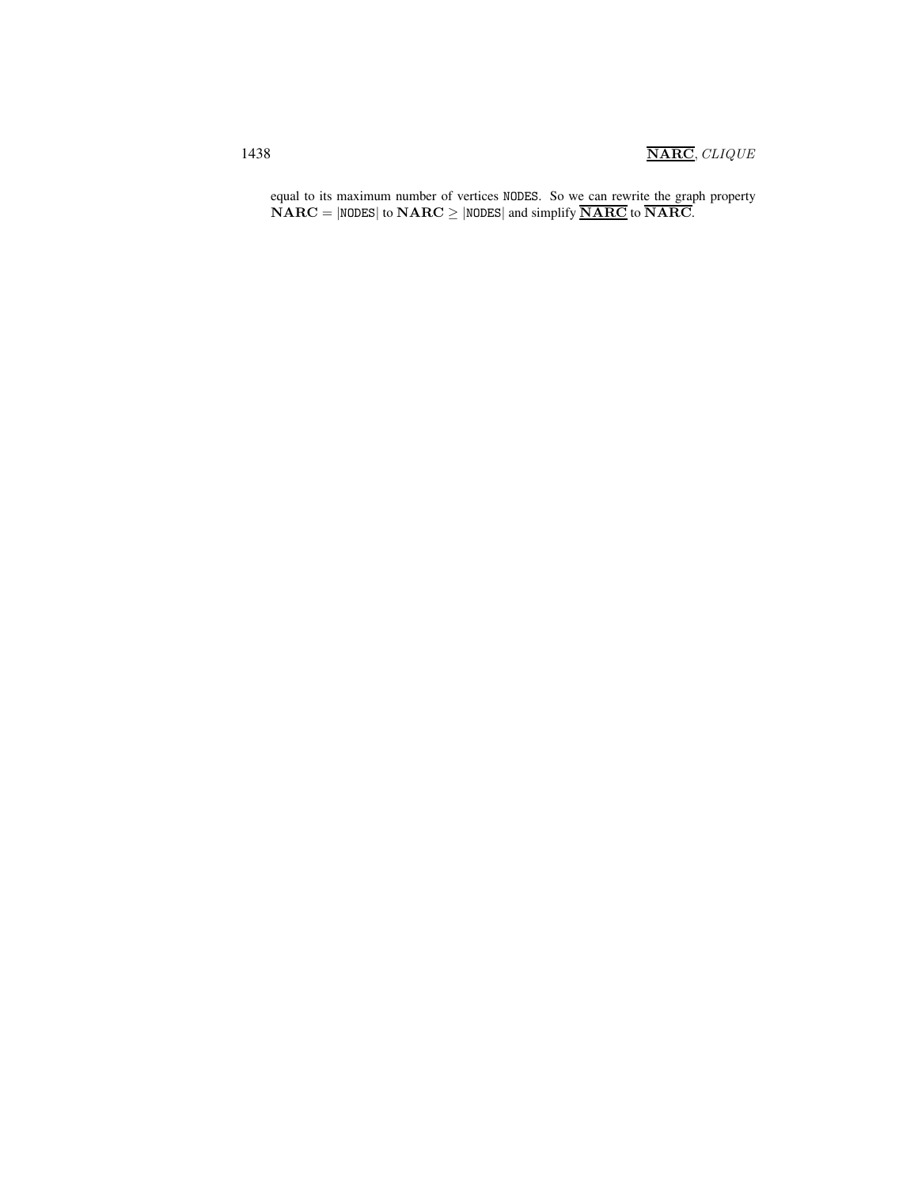equal to its maximum number of vertices NODES. So we can rewrite the graph property $\mathbf{NARC} = |\texttt{NODES}|$ to $\mathbf{NARC} \geq |\texttt{NODES}|$ and simplify $\underline{\overline{\mathbf{NARC}}}$ to $\overline{\mathbf{NARC}}$.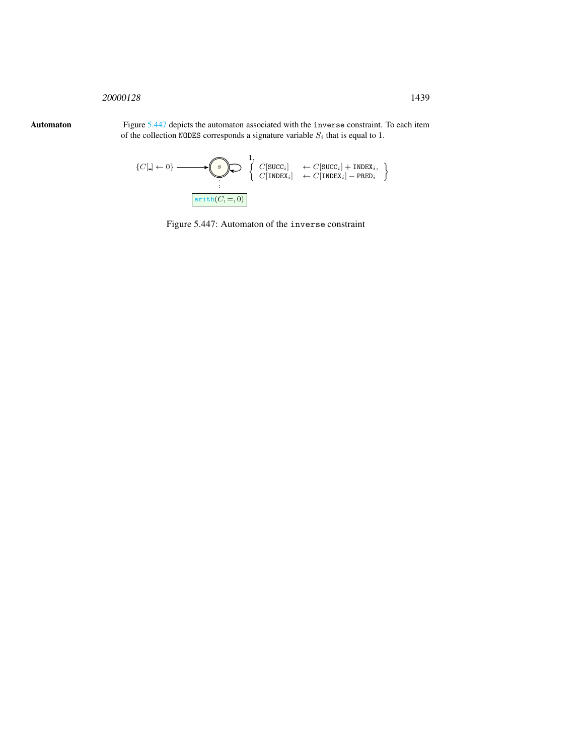**Automaton** Figure 5.447 depicts the automaton associated with the `inverse` constraint. To each item of the collection `NODES` corresponds a signature variable $S_i$ that is equal to 1.

$\{C[\_] \leftarrow 0\}$

$s$

$1, \left\{ \begin{array}{ll} C[\texttt{SUCC}_i] & \leftarrow C[\texttt{SUCC}_i] + \texttt{INDEX}_i, \\ C[\texttt{INDEX}_i] & \leftarrow C[\texttt{INDEX}_i] - \texttt{PRED}_i \end{array} \right\}$

$\texttt{arith}(C, =, 0)$

Figure 5.447: Automaton of the `inverse` constraint